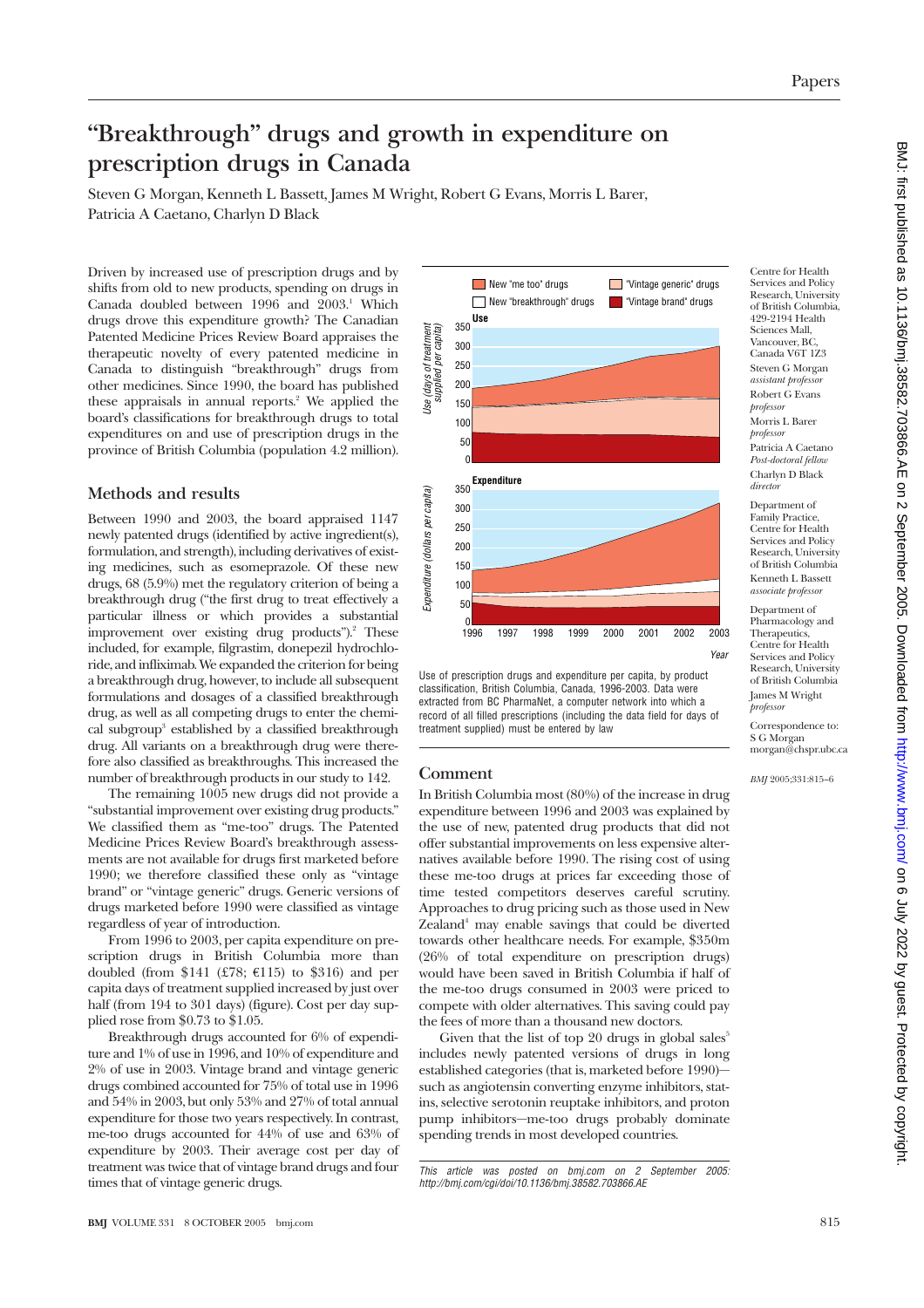# "Breakthrough" drugs and growth in expenditure on prescription drugs in Canada

Steven G Morgan, Kenneth L Bassett, James M Wright, Robert G Evans, Morris L Barer, Patricia A Caetano, Charlyn D Black

Driven by increased use of prescription drugs and by shifts from old to new products, spending on drugs in Canada doubled between 1996 and 2003.[1] Which drugs drove this expenditure growth? The Canadian Patented Medicine Prices Review Board appraises the therapeutic novelty of every patented medicine in Canada to distinguish "breakthrough" drugs from other medicines. Since 1990, the board has published these appraisals in annual reports.[2] We applied the board's classifications for breakthrough drugs to total expenditures on and use of prescription drugs in the province of British Columbia (population 4.2 million).

## Methods and results

Between 1990 and 2003, the board appraised 1147 newly patented drugs (identified by active ingredient(s), formulation, and strength), including derivatives of existing medicines, such as esomeprazole. Of these new drugs, 68 (5.9%) met the regulatory criterion of being a breakthrough drug ("the first drug to treat effectively a particular illness or which provides a substantial improvement over existing drug products").[2] These included, for example, filgrastim, donepezil hydrochloride, and infliximab. We expanded the criterion for being a breakthrough drug, however, to include all subsequent formulations and dosages of a classified breakthrough drug, as well as all competing drugs to enter the chemical subgroup[3] established by a classified breakthrough drug. All variants on a breakthrough drug were therefore also classified as breakthroughs. This increased the number of breakthrough products in our study to 142.

The remaining 1005 new drugs did not provide a "substantial improvement over existing drug products." We classified them as "me-too" drugs. The Patented Medicine Prices Review Board's breakthrough assessments are not available for drugs first marketed before 1990; we therefore classified these only as "vintage brand" or "vintage generic" drugs. Generic versions of drugs marketed before 1990 were classified as vintage regardless of year of introduction.

From 1996 to 2003, per capita expenditure on prescription drugs in British Columbia more than doubled (from $141 (£78; €115) to $316) and per capita days of treatment supplied increased by just over half (from 194 to 301 days) (figure). Cost per day supplied rose from $0.73 to $1.05.

Breakthrough drugs accounted for 6% of expenditure and 1% of use in 1996, and 10% of expenditure and 2% of use in 2003. Vintage brand and vintage generic drugs combined accounted for 75% of total use in 1996 and 54% in 2003, but only 53% and 27% of total annual expenditure for those two years respectively. In contrast, me-too drugs accounted for 44% of use and 63% of expenditure by 2003. Their average cost per day of treatment was twice that of vintage brand drugs and four times that of vintage generic drugs.

Use of prescription drugs and expenditure per capita, by product classification, British Columbia, Canada, 1996-2003. Data were extracted from BC PharmaNet, a computer network into which a record of all filled prescriptions (including the data field for days of treatment supplied) must be entered by law

## Comment

In British Columbia most (80%) of the increase in drug expenditure between 1996 and 2003 was explained by the use of new, patented drug products that did not offer substantial improvements on less expensive alternatives available before 1990. The rising cost of using these me-too drugs at prices far exceeding those of time tested competitors deserves careful scrutiny. Approaches to drug pricing such as those used in New Zealand[4] may enable savings that could be diverted towards other healthcare needs. For example, $350m (26% of total expenditure on prescription drugs) would have been saved in British Columbia if half of the me-too drugs consumed in 2003 were priced to compete with older alternatives. This saving could pay the fees of more than a thousand new doctors.

Given that the list of top 20 drugs in global sales[5] includes newly patented versions of drugs in long established categories (that is, marketed before 1990)—such as angiotensin converting enzyme inhibitors, statins, selective serotonin reuptake inhibitors, and proton pump inhibitors—me-too drugs probably dominate spending trends in most developed countries.

*This article was posted on bmj.com on 2 September 2005: http://bmj.com/cgi/doi/10.1136/bmj.38582.703866.AE*

Centre for Health Services and Policy Research, University of British Columbia, 429-2194 Health Sciences Mall, Vancouver, BC, Canada V6T 1Z3

Steven G Morgan *assistant professor*

Robert G Evans *professor*

Morris L Barer *professor*

Patricia A Caetano *Post-doctoral fellow*

Charlyn D Black *director*

Department of Family Practice, Centre for Health Services and Policy Research, University of British Columbia

Kenneth L Bassett *associate professor*

Department of Pharmacology and Therapeutics, Centre for Health Services and Policy Research, University of British Columbia

James M Wright *professor*

Correspondence to: S G Morgan morgan@chspr.ubc.ca

*BMJ* 2005;331:815–6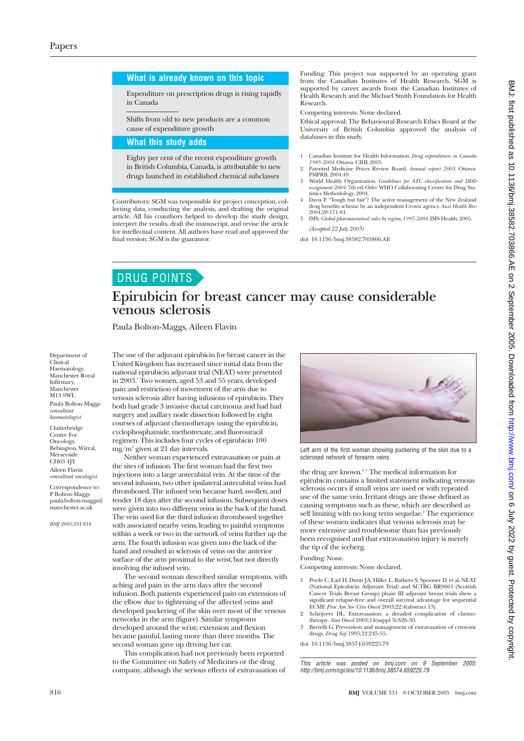## What is already known on this topic

Expenditure on prescription drugs is rising rapidly in Canada

Shifts from old to new products are a common cause of expenditure growth

## What this study adds

Eighty per cent of the recent expenditure growth in British Columbia, Canada, is attributable to new drugs launched in established chemical subclasses

Contributors: SGM was responsible for project conception, collecting data, conducting the analysis, and drafting the original article. All his coauthors helped to develop the study design, interpret the results, draft the manuscript, and revise the article for intellectual content. All authors have read and approved the final version. SGM is the guarantor.

Funding: This project was supported by an operating grant from the Canadian Institutes of Health Research. SGM is supported by career awards from the Canadian Institutes of Health Research and the Michael Smith Foundation for Health Research.

Competing interests: None declared.

Ethical approval: The Behavioural Research Ethics Board at the University of British Columbia approved the analysis of databases in this study.

1. Canadian Institute for Health Information. *Drug expenditures in Canada 1985-2004*. Ottawa: CIHI, 2005.
2. Patented Medicine Prices Review Board. *Annual report 2003*. Ottawa: PMPRB, 2004:49.
3. World Health Organization. *Guidelines for ATC classification and DDD assignment 2004*. 7th ed. Oslo: WHO Collaborating Centre for Drug Statistics Methodology, 2004.
4. Davis P. "Tough but fair"? The active management of the New Zealand drug benefits scheme by an independent Crown agency. *Aust Health Rev* 2004;28:171-81.
5. IMS. *Global pharmaceutical sales by region, 1997-2004*. IMS Health, 2005.

*(Accepted 22 July 2005)*

doi 10.1136/bmj.38582.703866.AE

# DRUG POINTS

# Epirubicin for breast cancer may cause considerable venous sclerosis

Paula Bolton-Maggs, Aileen Flavin

Department of Clinical Haematology, Manchester Royal Infirmary, Manchester M13 9WL
Paula Bolton-Maggs *consultant haematologist*

Clatterbridge Centre For Oncology, Bebington, Wirral, Merseyside CH63 4JY
Aileen Flavin *consultant oncologist*

Correspondence to: P Bolton-Maggs paula.bolton-maggs@manchester.ac.uk

*BMJ* 2005;331:816

The use of the adjuvant epirubicin for breast cancer in the United Kingdom has increased since initial data from the national epirubicin adjuvant trial (NEAT) were presented in 2003.[1] Two women, aged 53 and 55 years, developed pain and restriction of movement of the arm due to venous sclerosis after having infusions of epirubicin. They both had grade 3 invasive ductal carcinoma and had had surgery and axillary node dissection followed by eight courses of adjuvant chemotherapy using the epirubicin, cyclophosphamide, methotrexate, and fluorouracil regimen. This includes four cycles of epirubicin 100 mg/m² given at 21 day intervals.

Neither woman experienced extravasation or pain at the sites of infusion. The first woman had the first two injections into a large antecubital vein. At the time of the second infusion, two other ipsilateral antecubital veins had thrombosed. The infused vein became hard, swollen, and tender 18 days after the second infusion. Subsequent doses were given into two different veins in the back of the hand. The vein used for the third infusion thrombosed together with associated nearby veins, leading to painful symptoms within a week or two in the network of veins further up the arm. The fourth infusion was given into the back of the hand and resulted in sclerosis of veins on the anterior surface of the arm proximal to the wrist, but not directly involving the infused vein.

The second woman described similar symptoms, with aching and pain in the arm days after the second infusion. Both patients experienced pain on extension of the elbow due to tightening of the affected veins and developed puckering of the skin over most of the venous networks in the arm (figure). Similar symptoms developed around the wrist; extension and flexion became painful, lasting more than three months. The second woman gave up driving her car.

This complication had not previously been reported to the Committee on Safety of Medicines or the drug company, although the serious effects of extravasation of the drug are known.[2,3] The medical information for epirubicin contains a limited statement indicating venous sclerosis occurs if small veins are used or with repeated use of the same vein. Irritant drugs are those defined as causing symptoms such as these, which are described as self limiting with no long term sequelae.[2] The experience of these women indicates that venous sclerosis may be more extensive and troublesome than has previously been recognised and that extravasation injury is merely the tip of the iceberg.

Left arm of the first woman showing puckering of the skin due to a sclerosed network of forearm veins

Funding: None.

Competing interests: None declared.

1. Poole C, Earl H, Dunn JA, Hiller L, Bathers S, Spooner D, et al. NEAT (National Epirubicin Adjuvant Trial) and SCTBG BR9601 (Scottish Cancer Trials Breast Group) phase III adjuvant breast trials show a significant relapse-free and overall survival advantage for sequential ECMF. *Proc Am Soc Clin Oncol* 2003;22:4(abstract 13).
2. Schrijvers DL. Extravasation: a dreaded complication of chemotherapy. *Ann Oncol* 2003;14(suppl 3):S26-30.
3. Bertelli G. Prevention and management of extravasation of cytotoxic drugs. *Drug Saf* 1995;12:245-55.

doi 10.1136/bmj.38574.659225.79

*This article was posted on bmj.com on 9 September 2005: http://bmj.com/cgi/doi/10.1136/bmj.38574.659225.79*